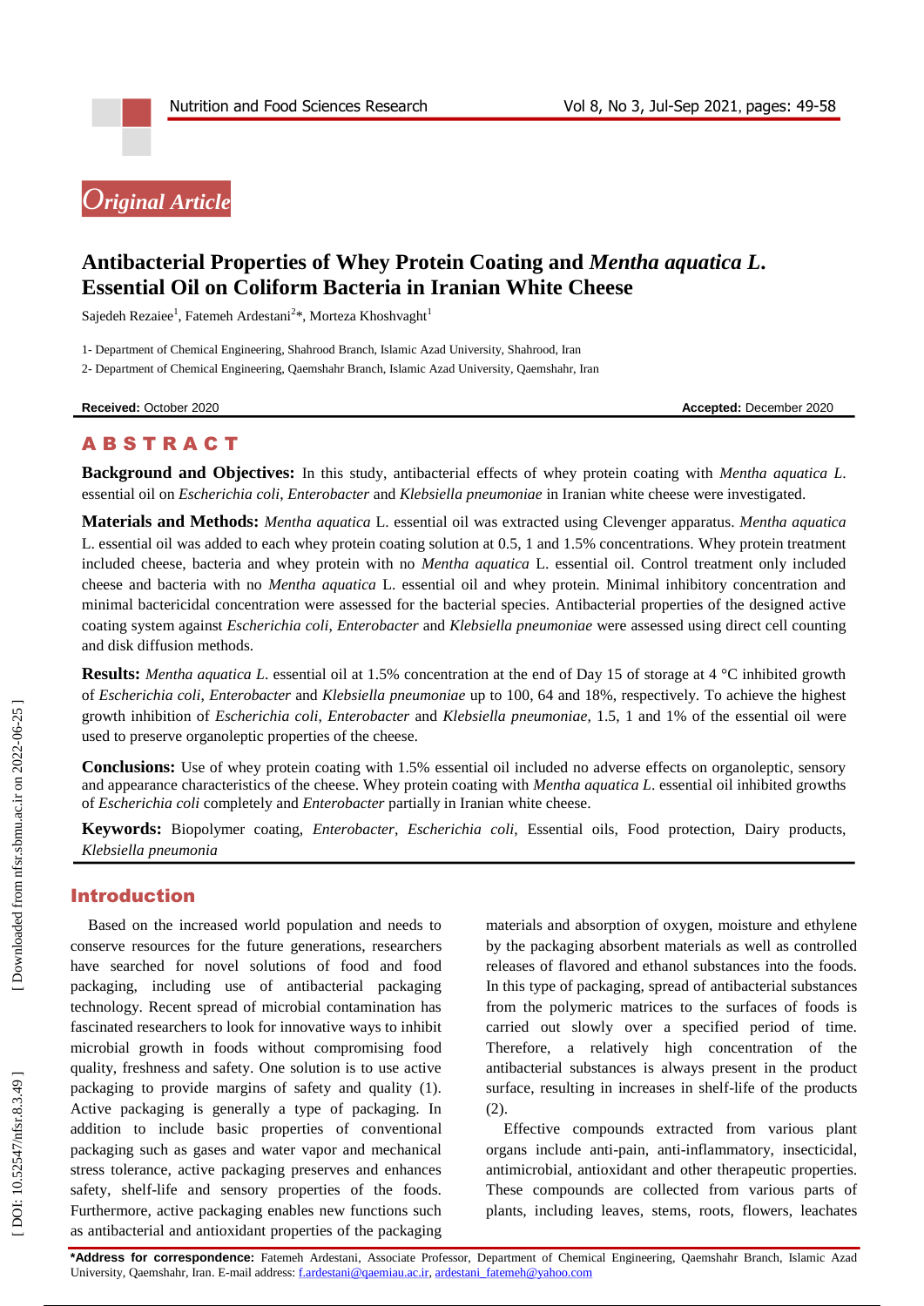*Original Article*

# Antibacterial Properties of Whey Protein Coating and *Mentha aquatica L.* Essential Oil on Coliform Bacteria in Iranian White Cheese

Sajedeh Rezaiee[1], Fatemeh Ardestani[2]*, Morteza Khoshvaght[1]

1- Department of Chemical Engineering, Shahrood Branch, Islamic Azad University, Shahrood, Iran

2- Department of Chemical Engineering, Qaemshahr Branch, Islamic Azad University, Qaemshahr, Iran

**Received:** October 2020 **Accepted:** December 2020

## ABSTRACT

**Background and Objectives:** In this study, antibacterial effects of whey protein coating with *Mentha aquatica L.* essential oil on *Escherichia coli*, *Enterobacter* and *Klebsiella pneumoniae* in Iranian white cheese were investigated.

**Materials and Methods:** *Mentha aquatica* L. essential oil was extracted using Clevenger apparatus. *Mentha aquatica* L. essential oil was added to each whey protein coating solution at 0.5, 1 and 1.5% concentrations. Whey protein treatment included cheese, bacteria and whey protein with no *Mentha aquatica* L. essential oil. Control treatment only included cheese and bacteria with no *Mentha aquatica* L. essential oil and whey protein. Minimal inhibitory concentration and minimal bactericidal concentration were assessed for the bacterial species. Antibacterial properties of the designed active coating system against *Escherichia coli, Enterobacter* and *Klebsiella pneumoniae* were assessed using direct cell counting and disk diffusion methods.

**Results:** *Mentha aquatica L.* essential oil at 1.5% concentration at the end of Day 15 of storage at 4 °C inhibited growth of *Escherichia coli*, *Enterobacter* and *Klebsiella pneumoniae* up to 100, 64 and 18%, respectively. To achieve the highest growth inhibition of *Escherichia coli*, *Enterobacter* and *Klebsiella pneumoniae*, 1.5, 1 and 1% of the essential oil were used to preserve organoleptic properties of the cheese.

**Conclusions:** Use of whey protein coating with 1.5% essential oil included no adverse effects on organoleptic, sensory and appearance characteristics of the cheese. Whey protein coating with *Mentha aquatica L.* essential oil inhibited growths of *Escherichia coli* completely and *Enterobacter* partially in Iranian white cheese.

**Keywords:** Biopolymer coating, *Enterobacter*, *Escherichia coli*, Essential oils, Food protection, Dairy products, *Klebsiella pneumonia*

## Introduction

Based on the increased world population and needs to conserve resources for the future generations, researchers have searched for novel solutions of food and food packaging, including use of antibacterial packaging technology. Recent spread of microbial contamination has fascinated researchers to look for innovative ways to inhibit microbial growth in foods without compromising food quality, freshness and safety. One solution is to use active packaging to provide margins of safety and quality (1). Active packaging is generally a type of packaging. In addition to include basic properties of conventional packaging such as gases and water vapor and mechanical stress tolerance, active packaging preserves and enhances safety, shelf-life and sensory properties of the foods. Furthermore, active packaging enables new functions such as antibacterial and antioxidant properties of the packaging materials and absorption of oxygen, moisture and ethylene by the packaging absorbent materials as well as controlled releases of flavored and ethanol substances into the foods. In this type of packaging, spread of antibacterial substances from the polymeric matrices to the surfaces of foods is carried out slowly over a specified period of time. Therefore, a relatively high concentration of the antibacterial substances is always present in the product surface, resulting in increases in shelf-life of the products (2).

Effective compounds extracted from various plant organs include anti-pain, anti-inflammatory, insecticidal, antimicrobial, antioxidant and other therapeutic properties. These compounds are collected from various parts of plants, including leaves, stems, roots, flowers, leachates

**\*Address for correspondence:** Fatemeh Ardestani, Associate Professor, Department of Chemical Engineering, Qaemshahr Branch, Islamic Azad University, Qaemshahr, Iran. E-mail address: f.ardestani@qaemiau.ac.ir, ardestani_fatemeh@yahoo.com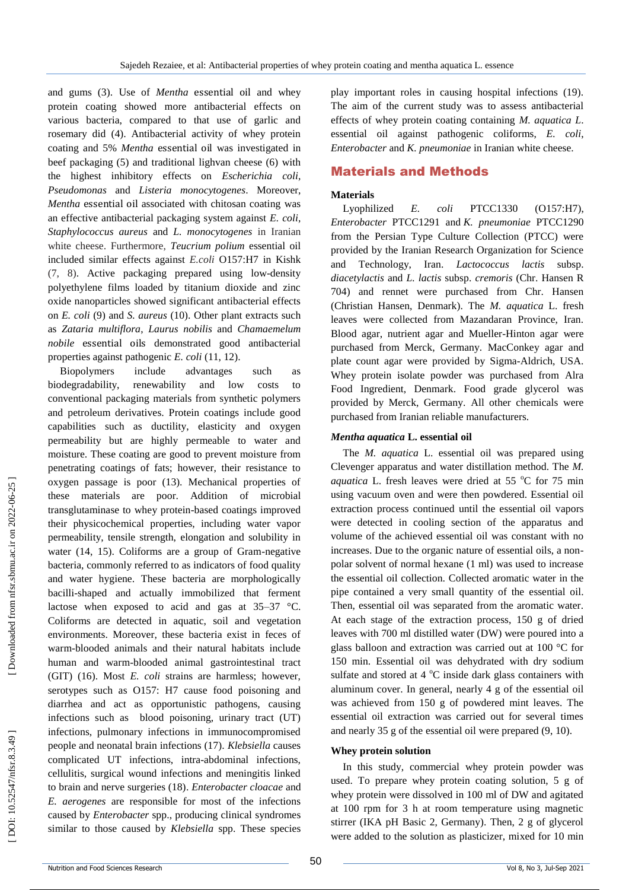and gums (3). Use of *Mentha* essential oil and whey protein coating showed more antibacterial effects on various bacteria, compared to that use of garlic and rosemary did (4). Antibacterial activity of whey protein coating and 5% *Mentha* essential oil was investigated in beef packaging (5) and traditional lighvan cheese (6) with the highest inhibitory effects on *Escherichia coli*, *Pseudomonas* and *Listeria monocytogenes*. Moreover, *Mentha* essential oil associated with chitosan coating was an effective antibacterial packaging system against *E. coli*, *Staphylococcus aureus* and *L. monocytogenes* in Iranian white cheese. Furthermore, *Teucrium polium* essential oil included similar effects against *E.coli* O157:H7 in Kishk (7, 8). Active packaging prepared using low-density polyethylene films loaded by titanium dioxide and zinc oxide nanoparticles showed significant antibacterial effects on *E. coli* (9) and *S. aureus* (10). Other plant extracts such as *Zataria multiflora*, *Laurus nobilis* and *Chamaemelum nobile* essential oils demonstrated good antibacterial properties against pathogenic *E. coli* (11, 12).

Biopolymers include advantages such as biodegradability, renewability and low costs to conventional packaging materials from synthetic polymers and petroleum derivatives. Protein coatings include good capabilities such as ductility, elasticity and oxygen permeability but are highly permeable to water and moisture. These coating are good to prevent moisture from penetrating coatings of fats; however, their resistance to oxygen passage is poor (13). Mechanical properties of these materials are poor. Addition of microbial transglutaminase to whey protein-based coatings improved their physicochemical properties, including water vapor permeability, tensile strength, elongation and solubility in water (14, 15). Coliforms are a group of Gram-negative bacteria, commonly referred to as indicators of food quality and water hygiene. These bacteria are morphologically bacilli-shaped and actually immobilized that ferment lactose when exposed to acid and gas at 35–37 °C. Coliforms are detected in aquatic, soil and vegetation environments. Moreover, these bacteria exist in feces of warm-blooded animals and their natural habitats include human and warm-blooded animal gastrointestinal tract (GIT) (16). Most *E. coli* strains are harmless; however, serotypes such as O157: H7 cause food poisoning and diarrhea and act as opportunistic pathogens, causing infections such as blood poisoning, urinary tract (UT) infections, pulmonary infections in immunocompromised people and neonatal brain infections (17). *Klebsiella* causes complicated UT infections, intra-abdominal infections, cellulitis, surgical wound infections and meningitis linked to brain and nerve surgeries (18). *Enterobacter cloacae* and *E. aerogenes* are responsible for most of the infections caused by *Enterobacter* spp., producing clinical syndromes similar to those caused by *Klebsiella* spp. These species play important roles in causing hospital infections (19). The aim of the current study was to assess antibacterial effects of whey protein coating containing *M. aquatica L*. essential oil against pathogenic coliforms, *E. coli*, *Enterobacter* and *K. pneumoniae* in Iranian white cheese.

## Materials and Methods

### Materials

Lyophilized *E. coli* PTCC1330 (O157:H7), *Enterobacter* PTCC1291 and *K. pneumoniae* PTCC1290 from the Persian Type Culture Collection (PTCC) were provided by the Iranian Research Organization for Science and Technology, Iran. *Lactococcus lactis* subsp. *diacetylactis* and *L. lactis* subsp. *cremoris* (Chr. Hansen R 704) and rennet were purchased from Chr. Hansen (Christian Hansen, Denmark). The *M. aquatica* L. fresh leaves were collected from Mazandaran Province, Iran. Blood agar, nutrient agar and Mueller-Hinton agar were purchased from Merck, Germany. MacConkey agar and plate count agar were provided by Sigma-Aldrich, USA. Whey protein isolate powder was purchased from Alra Food Ingredient, Denmark. Food grade glycerol was provided by Merck, Germany. All other chemicals were purchased from Iranian reliable manufacturers.

### *Mentha aquatica* L. essential oil

The *M. aquatica* L. essential oil was prepared using Clevenger apparatus and water distillation method. The *M. aquatica* L. fresh leaves were dried at 55 °C for 75 min using vacuum oven and were then powdered. Essential oil extraction process continued until the essential oil vapors were detected in cooling section of the apparatus and volume of the achieved essential oil was constant with no increases. Due to the organic nature of essential oils, a non-polar solvent of normal hexane (1 ml) was used to increase the essential oil collection. Collected aromatic water in the pipe contained a very small quantity of the essential oil. Then, essential oil was separated from the aromatic water. At each stage of the extraction process, 150 g of dried leaves with 700 ml distilled water (DW) were poured into a glass balloon and extraction was carried out at 100 °C for 150 min. Essential oil was dehydrated with dry sodium sulfate and stored at 4 °C inside dark glass containers with aluminum cover. In general, nearly 4 g of the essential oil was achieved from 150 g of powdered mint leaves. The essential oil extraction was carried out for several times and nearly 35 g of the essential oil were prepared (9, 10).

### Whey protein solution

In this study, commercial whey protein powder was used. To prepare whey protein coating solution, 5 g of whey protein were dissolved in 100 ml of DW and agitated at 100 rpm for 3 h at room temperature using magnetic stirrer (IKA pH Basic 2, Germany). Then, 2 g of glycerol were added to the solution as plasticizer, mixed for 10 min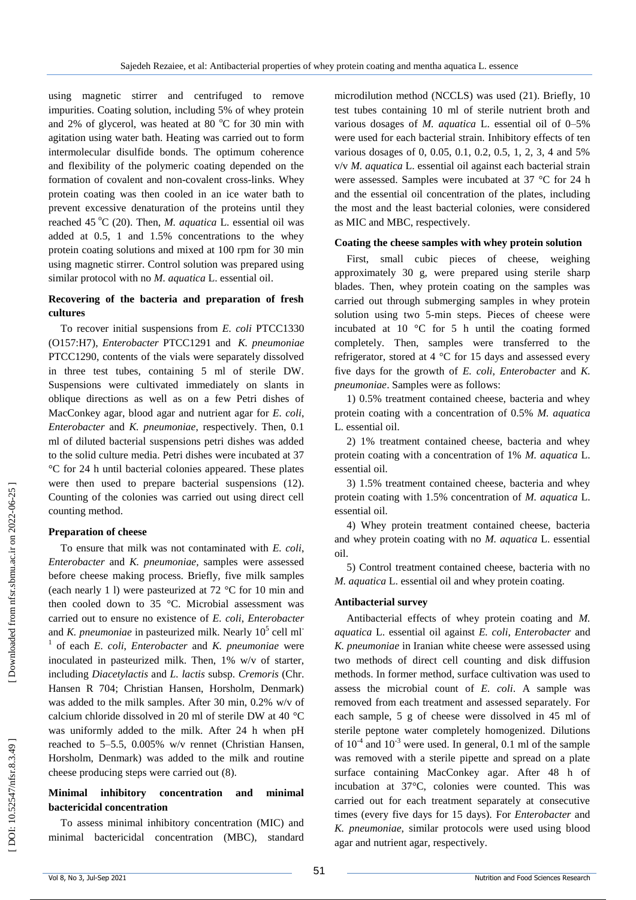using magnetic stirrer and centrifuged to remove impurities. Coating solution, including 5% of whey protein and 2% of glycerol, was heated at 80 °C for 30 min with agitation using water bath. Heating was carried out to form intermolecular disulfide bonds. The optimum coherence and flexibility of the polymeric coating depended on the formation of covalent and non-covalent cross-links. Whey protein coating was then cooled in an ice water bath to prevent excessive denaturation of the proteins until they reached 45 °C (20). Then, *M. aquatica* L. essential oil was added at 0.5, 1 and 1.5% concentrations to the whey protein coating solutions and mixed at 100 rpm for 30 min using magnetic stirrer. Control solution was prepared using similar protocol with no *M. aquatica* L. essential oil.

### Recovering of the bacteria and preparation of fresh cultures

To recover initial suspensions from *E. coli* PTCC1330 (O157:H7), *Enterobacter* PTCC1291 and *K. pneumoniae* PTCC1290, contents of the vials were separately dissolved in three test tubes, containing 5 ml of sterile DW. Suspensions were cultivated immediately on slants in oblique directions as well as on a few Petri dishes of MacConkey agar, blood agar and nutrient agar for *E. coli*, *Enterobacter* and *K. pneumoniae*, respectively. Then, 0.1 ml of diluted bacterial suspensions petri dishes was added to the solid culture media. Petri dishes were incubated at 37 °C for 24 h until bacterial colonies appeared. These plates were then used to prepare bacterial suspensions (12). Counting of the colonies was carried out using direct cell counting method.

### Preparation of cheese

To ensure that milk was not contaminated with *E. coli*, *Enterobacter* and *K. pneumoniae,* samples were assessed before cheese making process. Briefly, five milk samples (each nearly 1 l) were pasteurized at 72 °C for 10 min and then cooled down to 35 °C. Microbial assessment was carried out to ensure no existence of *E. coli*, *Enterobacter* and *K. pneumoniae* in pasteurized milk. Nearly $10^5$ cell $ml^{-1}$ of each *E. coli*, *Enterobacter* and *K. pneumoniae* were inoculated in pasteurized milk. Then, 1% w/v of starter, including *Diacetylactis* and *L. lactis* subsp. *Cremoris* (Chr. Hansen R 704; Christian Hansen, Horsholm, Denmark) was added to the milk samples. After 30 min, 0.2% w/v of calcium chloride dissolved in 20 ml of sterile DW at 40 °C was uniformly added to the milk. After 24 h when pH reached to 5–5.5, 0.005% w/v rennet (Christian Hansen, Horsholm, Denmark) was added to the milk and routine cheese producing steps were carried out (8).

### Minimal inhibitory concentration and minimal bactericidal concentration

To assess minimal inhibitory concentration (MIC) and minimal bactericidal concentration (MBC), standard microdilution method (NCCLS) was used (21). Briefly, 10 test tubes containing 10 ml of sterile nutrient broth and various dosages of *M. aquatica* L. essential oil of 0–5% were used for each bacterial strain. Inhibitory effects of ten various dosages of 0, 0.05, 0.1, 0.2, 0.5, 1, 2, 3, 4 and 5% v/v *M. aquatica* L. essential oil against each bacterial strain were assessed. Samples were incubated at 37 °C for 24 h and the essential oil concentration of the plates, including the most and the least bacterial colonies, were considered as MIC and MBC, respectively.

### Coating the cheese samples with whey protein solution

First, small cubic pieces of cheese, weighing approximately 30 g, were prepared using sterile sharp blades. Then, whey protein coating on the samples was carried out through submerging samples in whey protein solution using two 5-min steps. Pieces of cheese were incubated at 10 °C for 5 h until the coating formed completely. Then, samples were transferred to the refrigerator, stored at 4 °C for 15 days and assessed every five days for the growth of *E. coli, Enterobacter* and *K. pneumoniae*. Samples were as follows:

1) 0.5% treatment contained cheese, bacteria and whey protein coating with a concentration of 0.5% *M. aquatica* L. essential oil.

2) 1% treatment contained cheese, bacteria and whey protein coating with a concentration of 1% *M. aquatica* L. essential oil.

3) 1.5% treatment contained cheese, bacteria and whey protein coating with 1.5% concentration of *M. aquatica* L. essential oil.

4) Whey protein treatment contained cheese, bacteria and whey protein coating with no *M. aquatica* L. essential oil.

5) Control treatment contained cheese, bacteria with no *M. aquatica* L. essential oil and whey protein coating.

### Antibacterial survey

Antibacterial effects of whey protein coating and *M. aquatica* L. essential oil against *E. coli*, *Enterobacter* and *K. pneumoniae* in Iranian white cheese were assessed using two methods of direct cell counting and disk diffusion methods. In former method, surface cultivation was used to assess the microbial count of *E. coli*. A sample was removed from each treatment and assessed separately. For each sample, 5 g of cheese were dissolved in 45 ml of sterile peptone water completely homogenized. Dilutions of $10^{-4}$ and $10^{-3}$ were used. In general, 0.1 ml of the sample was removed with a sterile pipette and spread on a plate surface containing MacConkey agar. After 48 h of incubation at 37°C, colonies were counted. This was carried out for each treatment separately at consecutive times (every five days for 15 days). For *Enterobacter* and *K. pneumoniae*, similar protocols were used using blood agar and nutrient agar, respectively.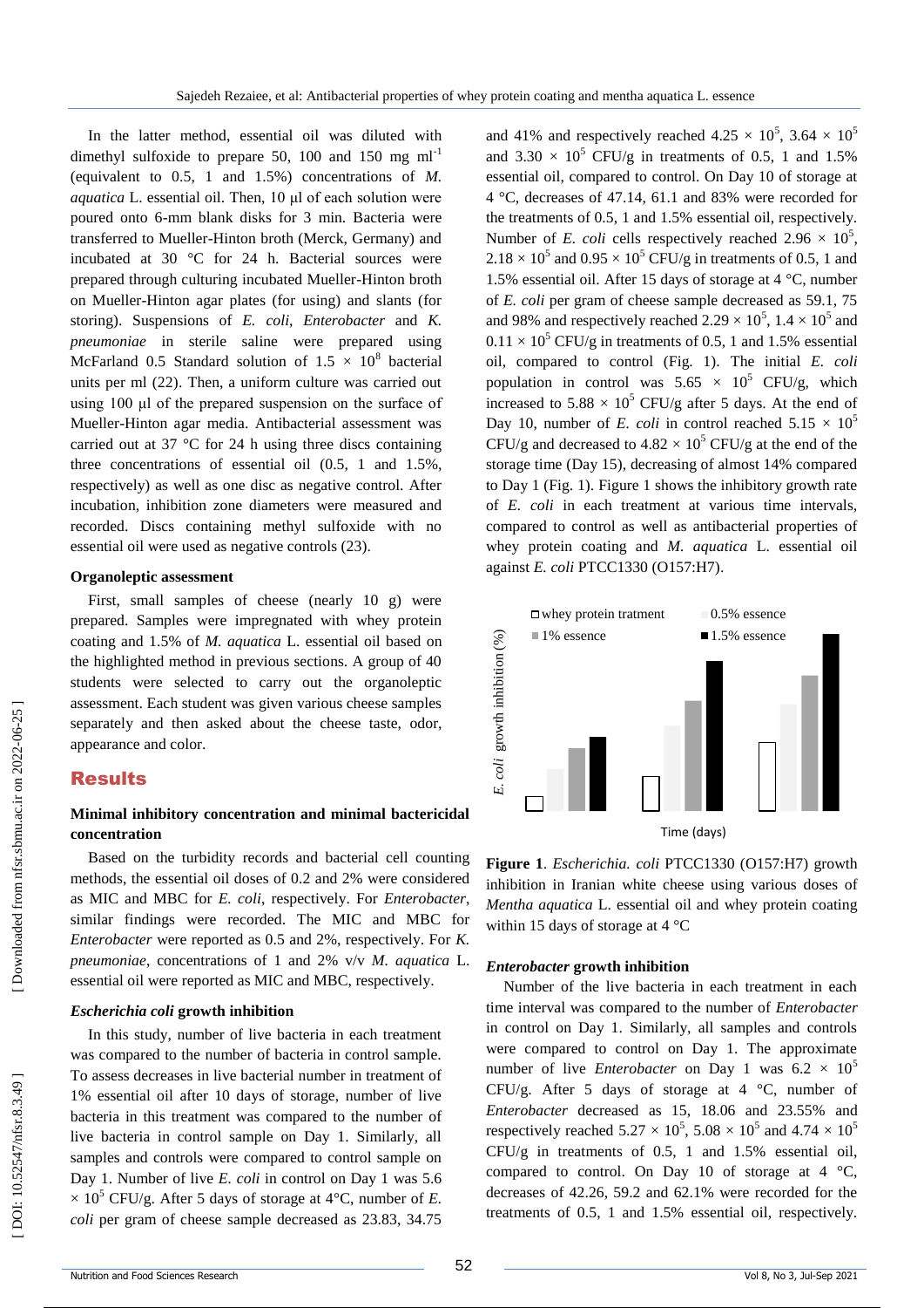In the latter method, essential oil was diluted with dimethyl sulfoxide to prepare 50, 100 and 150 mg ml$^{-1}$ (equivalent to 0.5, 1 and 1.5%) concentrations of *M. aquatica* L. essential oil. Then, 10 µl of each solution were poured onto 6-mm blank disks for 3 min. Bacteria were transferred to Mueller-Hinton broth (Merck, Germany) and incubated at 30 °C for 24 h. Bacterial sources were prepared through culturing incubated Mueller-Hinton broth on Mueller-Hinton agar plates (for using) and slants (for storing). Suspensions of *E. coli*, *Enterobacter* and *K. pneumoniae* in sterile saline were prepared using McFarland 0.5 Standard solution of $1.5 \times 10^8$ bacterial units per ml (22). Then, a uniform culture was carried out using 100 µl of the prepared suspension on the surface of Mueller-Hinton agar media. Antibacterial assessment was carried out at 37 °C for 24 h using three discs containing three concentrations of essential oil (0.5, 1 and 1.5%, respectively) as well as one disc as negative control. After incubation, inhibition zone diameters were measured and recorded. Discs containing methyl sulfoxide with no essential oil were used as negative controls (23).

#### Organoleptic assessment

First, small samples of cheese (nearly 10 g) were prepared. Samples were impregnated with whey protein coating and 1.5% of *M. aquatica* L. essential oil based on the highlighted method in previous sections. A group of 40 students were selected to carry out the organoleptic assessment. Each student was given various cheese samples separately and then asked about the cheese taste, odor, appearance and color.

## Results

#### Minimal inhibitory concentration and minimal bactericidal concentration

Based on the turbidity records and bacterial cell counting methods, the essential oil doses of 0.2 and 2% were considered as MIC and MBC for *E. coli*, respectively. For *Enterobacter*, similar findings were recorded. The MIC and MBC for *Enterobacter* were reported as 0.5 and 2%, respectively. For *K. pneumoniae*, concentrations of 1 and 2% v/v *M. aquatica* L. essential oil were reported as MIC and MBC, respectively.

#### *Escherichia coli* growth inhibition

In this study, number of live bacteria in each treatment was compared to the number of bacteria in control sample. To assess decreases in live bacterial number in treatment of 1% essential oil after 10 days of storage, number of live bacteria in this treatment was compared to the number of live bacteria in control sample on Day 1. Similarly, all samples and controls were compared to control sample on Day 1. Number of live *E. coli* in control on Day 1 was $5.6 \times 10^5$ CFU/g. After 5 days of storage at 4°C, number of *E. coli* per gram of cheese sample decreased as 23.83, 34.75 and 41% and respectively reached $4.25 \times 10^5$, $3.64 \times 10^5$ and $3.30 \times 10^5$ CFU/g in treatments of 0.5, 1 and 1.5% essential oil, compared to control. On Day 10 of storage at 4 °C, decreases of 47.14, 61.1 and 83% were recorded for the treatments of 0.5, 1 and 1.5% essential oil, respectively. Number of *E. coli* cells respectively reached $2.96 \times 10^5$, $2.18 \times 10^5$ and $0.95 \times 10^5$ CFU/g in treatments of 0.5, 1 and 1.5% essential oil. After 15 days of storage at 4 °C, number of *E. coli* per gram of cheese sample decreased as 59.1, 75 and 98% and respectively reached $2.29 \times 10^5$, $1.4 \times 10^5$ and $0.11 \times 10^5$ CFU/g in treatments of 0.5, 1 and 1.5% essential oil, compared to control (Fig. 1). The initial *E. coli* population in control was $5.65 \times 10^5$ CFU/g, which increased to $5.88 \times 10^5$ CFU/g after 5 days. At the end of Day 10, number of *E. coli* in control reached $5.15 \times 10^5$ CFU/g and decreased to $4.82 \times 10^5$ CFU/g at the end of the storage time (Day 15), decreasing of almost 14% compared to Day 1 (Fig. 1). Figure 1 shows the inhibitory growth rate of *E. coli* in each treatment at various time intervals, compared to control as well as antibacterial properties of whey protein coating and *M. aquatica* L. essential oil against *E. coli* PTCC1330 (O157:H7).

**Figure 1**. *Escherichia. coli* PTCC1330 (O157:H7) growth inhibition in Iranian white cheese using various doses of *Mentha aquatica* L. essential oil and whey protein coating within 15 days of storage at 4 °C

#### *Enterobacter* growth inhibition

Number of the live bacteria in each treatment in each time interval was compared to the number of *Enterobacter* in control on Day 1. Similarly, all samples and controls were compared to control on Day 1. The approximate number of live *Enterobacter* on Day 1 was $6.2 \times 10^5$ CFU/g. After 5 days of storage at 4 °C, number of *Enterobacter* decreased as 15, 18.06 and 23.55% and respectively reached $5.27 \times 10^5$, $5.08 \times 10^5$ and $4.74 \times 10^5$ CFU/g in treatments of 0.5, 1 and 1.5% essential oil, compared to control. On Day 10 of storage at 4 °C, decreases of 42.26, 59.2 and 62.1% were recorded for the treatments of 0.5, 1 and 1.5% essential oil, respectively.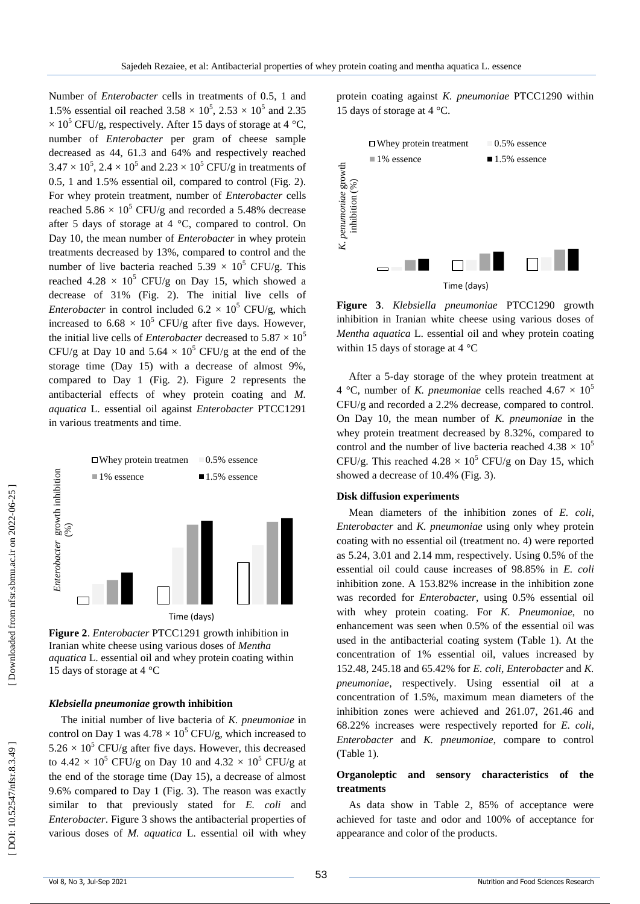Number of *Enterobacter* cells in treatments of 0.5, 1 and 1.5% essential oil reached $3.58 \times 10^5$, $2.53 \times 10^5$ and $2.35 \times 10^5$ CFU/g, respectively. After 15 days of storage at 4 °C, number of *Enterobacter* per gram of cheese sample decreased as 44, 61.3 and 64% and respectively reached $3.47 \times 10^5$, $2.4 \times 10^5$ and $2.23 \times 10^5$ CFU/g in treatments of 0.5, 1 and 1.5% essential oil, compared to control (Fig. 2). For whey protein treatment, number of *Enterobacter* cells reached $5.86 \times 10^5$ CFU/g and recorded a 5.48% decrease after 5 days of storage at 4 °C, compared to control. On Day 10, the mean number of *Enterobacter* in whey protein treatments decreased by 13%, compared to control and the number of live bacteria reached $5.39 \times 10^5$ CFU/g. This reached $4.28 \times 10^5$ CFU/g on Day 15, which showed a decrease of 31% (Fig. 2). The initial live cells of *Enterobacter* in control included $6.2 \times 10^5$ CFU/g, which increased to $6.68 \times 10^5$ CFU/g after five days. However, the initial live cells of *Enterobacter* decreased to $5.87 \times 10^5$ CFU/g at Day 10 and $5.64 \times 10^5$ CFU/g at the end of the storage time (Day 15) with a decrease of almost 9%, compared to Day 1 (Fig. 2). Figure 2 represents the antibacterial effects of whey protein coating and *M. aquatica* L. essential oil against *Enterobacter* PTCC1291 in various treatments and time.

**Figure 2**. *Enterobacter* PTCC1291 growth inhibition in Iranian white cheese using various doses of *Mentha aquatica* L. essential oil and whey protein coating within 15 days of storage at 4 °C

#### *Klebsiella pneumoniae* growth inhibition

The initial number of live bacteria of *K. pneumoniae* in control on Day 1 was $4.78 \times 10^5$ CFU/g, which increased to $5.26 \times 10^5$ CFU/g after five days. However, this decreased to $4.42 \times 10^5$ CFU/g on Day 10 and $4.32 \times 10^5$ CFU/g at the end of the storage time (Day 15), a decrease of almost 9.6% compared to Day 1 (Fig. 3). The reason was exactly similar to that previously stated for *E. coli* and *Enterobacter*. Figure 3 shows the antibacterial properties of various doses of *M. aquatica* L. essential oil with whey protein coating against *K. pneumoniae* PTCC1290 within 15 days of storage at 4 °C.

**Figure 3**. *Klebsiella pneumoniae* PTCC1290 growth inhibition in Iranian white cheese using various doses of *Mentha aquatica* L. essential oil and whey protein coating within 15 days of storage at 4 °C

After a 5-day storage of the whey protein treatment at 4 °C, number of *K. pneumoniae* cells reached $4.67 \times 10^5$ CFU/g and recorded a 2.2% decrease, compared to control. On Day 10, the mean number of *K. pneumoniae* in the whey protein treatment decreased by 8.32%, compared to control and the number of live bacteria reached $4.38 \times 10^5$ CFU/g. This reached $4.28 \times 10^5$ CFU/g on Day 15, which showed a decrease of 10.4% (Fig. 3).

#### Disk diffusion experiments

Mean diameters of the inhibition zones of *E. coli*, *Enterobacter* and *K. pneumoniae* using only whey protein coating with no essential oil (treatment no. 4) were reported as 5.24, 3.01 and 2.14 mm, respectively. Using 0.5% of the essential oil could cause increases of 98.85% in *E. coli* inhibition zone. A 153.82% increase in the inhibition zone was recorded for *Enterobacter*, using 0.5% essential oil with whey protein coating. For *K. Pneumoniae*, no enhancement was seen when 0.5% of the essential oil was used in the antibacterial coating system (Table 1). At the concentration of 1% essential oil, values increased by 152.48, 245.18 and 65.42% for *E. coli*, *Enterobacter* and *K. pneumoniae*, respectively. Using essential oil at a concentration of 1.5%, maximum mean diameters of the inhibition zones were achieved and 261.07, 261.46 and 68.22% increases were respectively reported for *E. coli*, *Enterobacter* and *K. pneumoniae*, compare to control (Table 1).

#### Organoleptic and sensory characteristics of the treatments

As data show in Table 2, 85% of acceptance were achieved for taste and odor and 100% of acceptance for appearance and color of the products.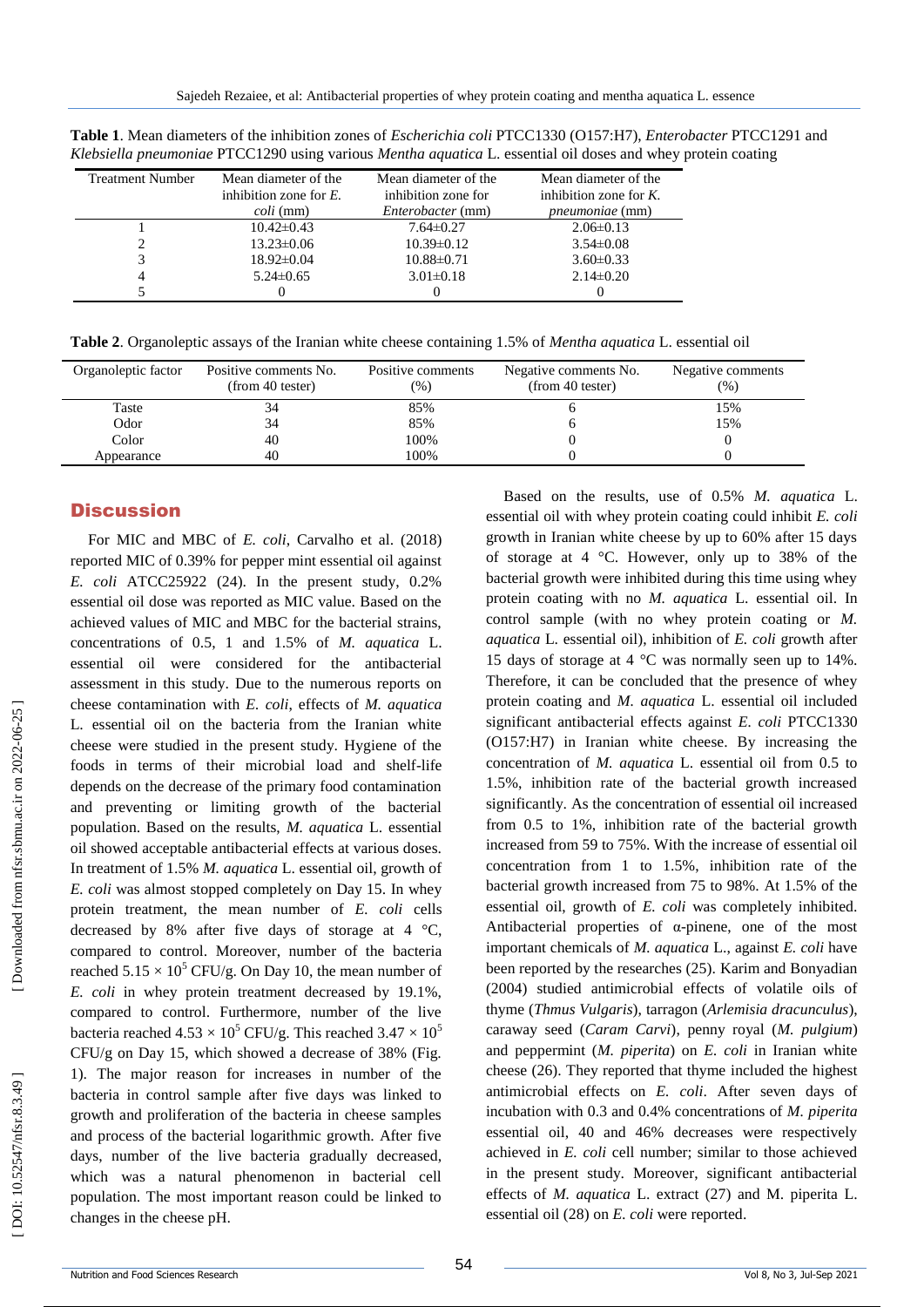**Table 1**. Mean diameters of the inhibition zones of *Escherichia coli* PTCC1330 (O157:H7), *Enterobacter* PTCC1291 and *Klebsiella pneumoniae* PTCC1290 using various *Mentha aquatica* L. essential oil doses and whey protein coating

| Treatment Number | Mean diameter of the inhibition zone for *E. coli* (mm) | Mean diameter of the inhibition zone for *Enterobacter* (mm) | Mean diameter of the inhibition zone for *K. pneumoniae* (mm) |
|---|---|---|---|
| 1 | 10.42±0.43 | 7.64±0.27 | 2.06±0.13 |
| 2 | 13.23±0.06 | 10.39±0.12 | 3.54±0.08 |
| 3 | 18.92±0.04 | 10.88±0.71 | 3.60±0.33 |
| 4 | 5.24±0.65 | 3.01±0.18 | 2.14±0.20 |
| 5 | 0 | 0 | 0 |

**Table 2**. Organoleptic assays of the Iranian white cheese containing 1.5% of *Mentha aquatica* L. essential oil

| Organoleptic factor | Positive comments No. (from 40 tester) | Positive comments (%) | Negative comments No. (from 40 tester) | Negative comments (%) |
|---|---|---|---|---|
| Taste | 34 | 85% | 6 | 15% |
| Odor | 34 | 85% | 6 | 15% |
| Color | 40 | 100% | 0 | 0 |
| Appearance | 40 | 100% | 0 | 0 |

## Discussion

For MIC and MBC of *E. coli*, Carvalho et al. (2018) reported MIC of 0.39% for pepper mint essential oil against *E. coli* ATCC25922 (24). In the present study, 0.2% essential oil dose was reported as MIC value. Based on the achieved values of MIC and MBC for the bacterial strains, concentrations of 0.5, 1 and 1.5% of *M. aquatica* L. essential oil were considered for the antibacterial assessment in this study. Due to the numerous reports on cheese contamination with *E. coli*, effects of *M. aquatica* L. essential oil on the bacteria from the Iranian white cheese were studied in the present study. Hygiene of the foods in terms of their microbial load and shelf-life depends on the decrease of the primary food contamination and preventing or limiting growth of the bacterial population. Based on the results, *M. aquatica* L. essential oil showed acceptable antibacterial effects at various doses. In treatment of 1.5% *M. aquatica* L. essential oil, growth of *E. coli* was almost stopped completely on Day 15. In whey protein treatment, the mean number of *E. coli* cells decreased by 8% after five days of storage at 4 °C, compared to control. Moreover, number of the bacteria reached $5.15 \times 10^5$ CFU/g. On Day 10, the mean number of *E. coli* in whey protein treatment decreased by 19.1%, compared to control. Furthermore, number of the live bacteria reached $4.53 \times 10^5$ CFU/g. This reached $3.47 \times 10^5$ CFU/g on Day 15, which showed a decrease of 38% (Fig. 1). The major reason for increases in number of the bacteria in control sample after five days was linked to growth and proliferation of the bacteria in cheese samples and process of the bacterial logarithmic growth. After five days, number of the live bacteria gradually decreased, which was a natural phenomenon in bacterial cell population. The most important reason could be linked to changes in the cheese pH.

Based on the results, use of 0.5% *M. aquatica* L. essential oil with whey protein coating could inhibit *E. coli* growth in Iranian white cheese by up to 60% after 15 days of storage at 4 °C. However, only up to 38% of the bacterial growth were inhibited during this time using whey protein coating with no *M. aquatica* L. essential oil. In control sample (with no whey protein coating or *M. aquatica* L. essential oil), inhibition of *E. coli* growth after 15 days of storage at 4 °C was normally seen up to 14%. Therefore, it can be concluded that the presence of whey protein coating and *M. aquatica* L. essential oil included significant antibacterial effects against *E. coli* PTCC1330 (O157:H7) in Iranian white cheese. By increasing the concentration of *M. aquatica* L. essential oil from 0.5 to 1.5%, inhibition rate of the bacterial growth increased significantly. As the concentration of essential oil increased from 0.5 to 1%, inhibition rate of the bacterial growth increased from 59 to 75%. With the increase of essential oil concentration from 1 to 1.5%, inhibition rate of the bacterial growth increased from 75 to 98%. At 1.5% of the essential oil, growth of *E. coli* was completely inhibited. Antibacterial properties of α-pinene, one of the most important chemicals of *M. aquatica* L., against *E. coli* have been reported by the researches (25). Karim and Bonyadian (2004) studied antimicrobial effects of volatile oils of thyme (*Thmus Vulgaris*), tarragon (*Arlemisia dracunculus*), caraway seed (*Caram Carvi*), penny royal (*M. pulgium*) and peppermint (*M. piperita*) on *E. coli* in Iranian white cheese (26). They reported that thyme included the highest antimicrobial effects on *E. coli*. After seven days of incubation with 0.3 and 0.4% concentrations of *M. piperita* essential oil, 40 and 46% decreases were respectively achieved in *E. coli* cell number; similar to those achieved in the present study. Moreover, significant antibacterial effects of *M. aquatica* L. extract (27) and M. piperita L. essential oil (28) on *E. coli* were reported.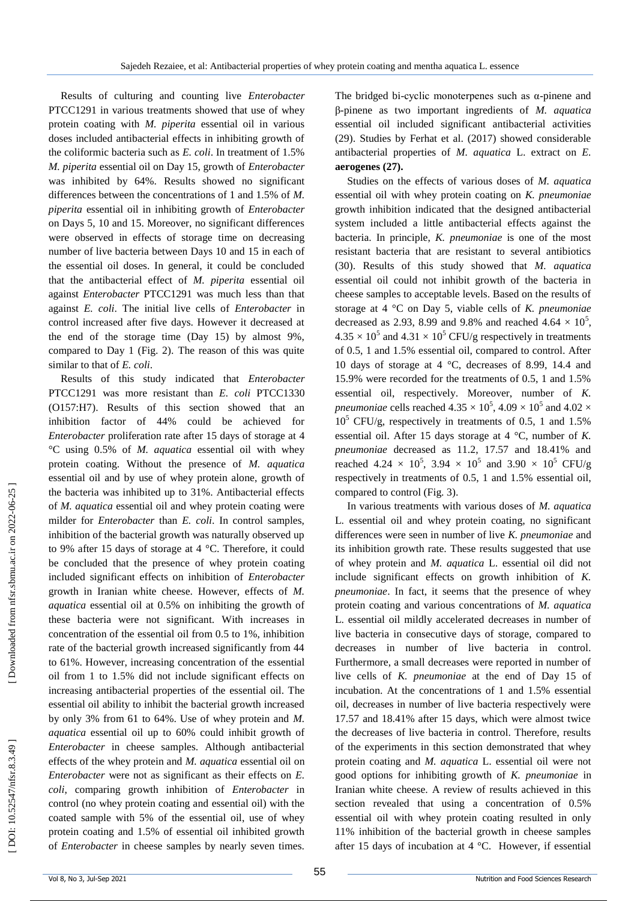Results of culturing and counting live *Enterobacter* PTCC1291 in various treatments showed that use of whey protein coating with *M. piperita* essential oil in various doses included antibacterial effects in inhibiting growth of the coliformic bacteria such as *E. coli*. In treatment of 1.5% *M. piperita* essential oil on Day 15, growth of *Enterobacter* was inhibited by 64%. Results showed no significant differences between the concentrations of 1 and 1.5% of *M. piperita* essential oil in inhibiting growth of *Enterobacter* on Days 5, 10 and 15. Moreover, no significant differences were observed in effects of storage time on decreasing number of live bacteria between Days 10 and 15 in each of the essential oil doses. In general, it could be concluded that the antibacterial effect of *M. piperita* essential oil against *Enterobacter* PTCC1291 was much less than that against *E. coli*. The initial live cells of *Enterobacter* in control increased after five days. However it decreased at the end of the storage time (Day 15) by almost 9%, compared to Day 1 (Fig. 2). The reason of this was quite similar to that of *E. coli*.

Results of this study indicated that *Enterobacter* PTCC1291 was more resistant than *E. coli* PTCC1330 (O157:H7). Results of this section showed that an inhibition factor of 44% could be achieved for *Enterobacter* proliferation rate after 15 days of storage at 4 °C using 0.5% of *M. aquatica* essential oil with whey protein coating. Without the presence of *M. aquatica* essential oil and by use of whey protein alone, growth of the bacteria was inhibited up to 31%. Antibacterial effects of *M. aquatica* essential oil and whey protein coating were milder for *Enterobacter* than *E. coli*. In control samples, inhibition of the bacterial growth was naturally observed up to 9% after 15 days of storage at 4 °C. Therefore, it could be concluded that the presence of whey protein coating included significant effects on inhibition of *Enterobacter* growth in Iranian white cheese. However, effects of *M. aquatica* essential oil at 0.5% on inhibiting the growth of these bacteria were not significant. With increases in concentration of the essential oil from 0.5 to 1%, inhibition rate of the bacterial growth increased significantly from 44 to 61%. However, increasing concentration of the essential oil from 1 to 1.5% did not include significant effects on increasing antibacterial properties of the essential oil. The essential oil ability to inhibit the bacterial growth increased by only 3% from 61 to 64%. Use of whey protein and *M. aquatica* essential oil up to 60% could inhibit growth of *Enterobacter* in cheese samples. Although antibacterial effects of the whey protein and *M. aquatica* essential oil on *Enterobacter* were not as significant as their effects on *E. coli*, comparing growth inhibition of *Enterobacter* in control (no whey protein coating and essential oil) with the coated sample with 5% of the essential oil, use of whey protein coating and 1.5% of essential oil inhibited growth of *Enterobacter* in cheese samples by nearly seven times. The bridged bi-cyclic monoterpenes such as α-pinene and β-pinene as two important ingredients of *M. aquatica* essential oil included significant antibacterial activities (29). Studies by Ferhat et al. (2017) showed considerable antibacterial properties of *M. aquatica* L. extract on *E.* **aerogenes (27).**

Studies on the effects of various doses of *M. aquatica* essential oil with whey protein coating on *K. pneumoniae* growth inhibition indicated that the designed antibacterial system included a little antibacterial effects against the bacteria. In principle, *K. pneumoniae* is one of the most resistant bacteria that are resistant to several antibiotics (30). Results of this study showed that *M. aquatica* essential oil could not inhibit growth of the bacteria in cheese samples to acceptable levels. Based on the results of storage at 4 °C on Day 5, viable cells of *K. pneumoniae* decreased as 2.93, 8.99 and 9.8% and reached $4.64 \times 10^5$, $4.35 \times 10^5$ and $4.31 \times 10^5$ CFU/g respectively in treatments of 0.5, 1 and 1.5% essential oil, compared to control. After 10 days of storage at 4 °C, decreases of 8.99, 14.4 and 15.9% were recorded for the treatments of 0.5, 1 and 1.5% essential oil, respectively. Moreover, number of *K. pneumoniae* cells reached $4.35 \times 10^5$, $4.09 \times 10^5$ and $4.02 \times 10^5$ CFU/g, respectively in treatments of 0.5, 1 and 1.5% essential oil. After 15 days storage at 4 °C, number of *K. pneumoniae* decreased as 11.2, 17.57 and 18.41% and reached $4.24 \times 10^5$, $3.94 \times 10^5$ and $3.90 \times 10^5$ CFU/g respectively in treatments of 0.5, 1 and 1.5% essential oil, compared to control (Fig. 3).

In various treatments with various doses of *M. aquatica* L. essential oil and whey protein coating, no significant differences were seen in number of live *K. pneumoniae* and its inhibition growth rate. These results suggested that use of whey protein and *M. aquatica* L. essential oil did not include significant effects on growth inhibition of *K. pneumoniae*. In fact, it seems that the presence of whey protein coating and various concentrations of *M. aquatica* L. essential oil mildly accelerated decreases in number of live bacteria in consecutive days of storage, compared to decreases in number of live bacteria in control. Furthermore, a small decreases were reported in number of live cells of *K. pneumoniae* at the end of Day 15 of incubation. At the concentrations of 1 and 1.5% essential oil, decreases in number of live bacteria respectively were 17.57 and 18.41% after 15 days, which were almost twice the decreases of live bacteria in control. Therefore, results of the experiments in this section demonstrated that whey protein coating and *M. aquatica* L. essential oil were not good options for inhibiting growth of *K. pneumoniae* in Iranian white cheese. A review of results achieved in this section revealed that using a concentration of 0.5% essential oil with whey protein coating resulted in only 11% inhibition of the bacterial growth in cheese samples after 15 days of incubation at 4 °C. However, if essential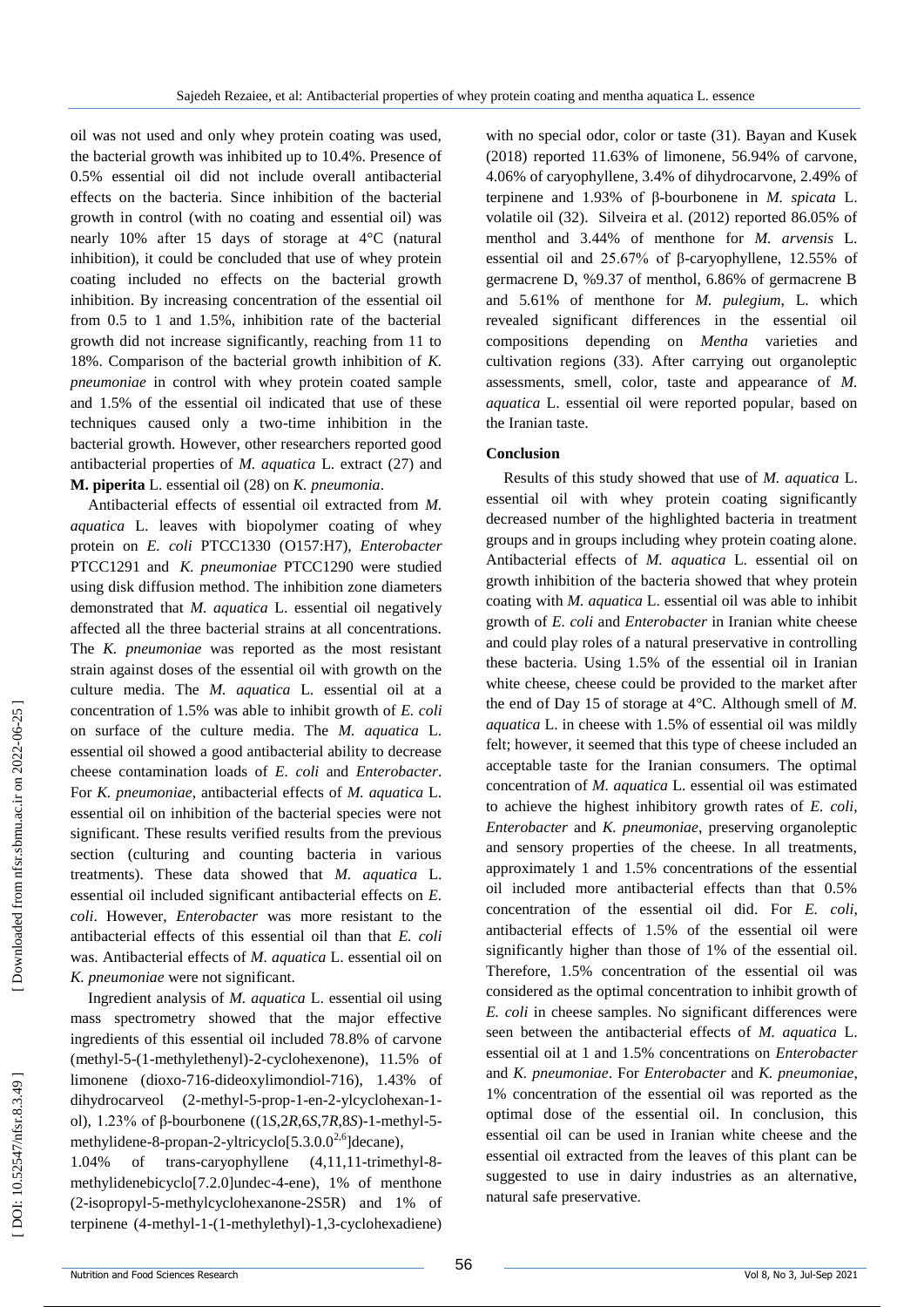oil was not used and only whey protein coating was used, the bacterial growth was inhibited up to 10.4%. Presence of 0.5% essential oil did not include overall antibacterial effects on the bacteria. Since inhibition of the bacterial growth in control (with no coating and essential oil) was nearly 10% after 15 days of storage at 4°C (natural inhibition), it could be concluded that use of whey protein coating included no effects on the bacterial growth inhibition. By increasing concentration of the essential oil from 0.5 to 1 and 1.5%, inhibition rate of the bacterial growth did not increase significantly, reaching from 11 to 18%. Comparison of the bacterial growth inhibition of *K. pneumoniae* in control with whey protein coated sample and 1.5% of the essential oil indicated that use of these techniques caused only a two-time inhibition in the bacterial growth. However, other researchers reported good antibacterial properties of *M. aquatica* L. extract (27) and **M. piperita** L. essential oil (28) on *K. pneumonia*.

Antibacterial effects of essential oil extracted from *M. aquatica* L. leaves with biopolymer coating of whey protein on *E. coli* PTCC1330 (O157:H7), *Enterobacter* PTCC1291 and *K. pneumoniae* PTCC1290 were studied using disk diffusion method. The inhibition zone diameters demonstrated that *M. aquatica* L. essential oil negatively affected all the three bacterial strains at all concentrations. The *K. pneumoniae* was reported as the most resistant strain against doses of the essential oil with growth on the culture media. The *M. aquatica* L. essential oil at a concentration of 1.5% was able to inhibit growth of *E. coli* on surface of the culture media. The *M. aquatica* L. essential oil showed a good antibacterial ability to decrease cheese contamination loads of *E. coli* and *Enterobacter*. For *K. pneumoniae*, antibacterial effects of *M. aquatica* L. essential oil on inhibition of the bacterial species were not significant. These results verified results from the previous section (culturing and counting bacteria in various treatments). These data showed that *M. aquatica* L. essential oil included significant antibacterial effects on *E. coli*. However, *Enterobacter* was more resistant to the antibacterial effects of this essential oil than that *E. coli* was. Antibacterial effects of *M. aquatica* L. essential oil on *K. pneumoniae* were not significant.

Ingredient analysis of *M. aquatica* L. essential oil using mass spectrometry showed that the major effective ingredients of this essential oil included 78.8% of carvone (methyl-5-(1-methylethenyl)-2-cyclohexenone), 11.5% of limonene (dioxo-716-dideoxylimondiol-716), 1.43% of dihydrocarveol (2-methyl-5-prop-1-en-2-ylcyclohexan-1-ol), 1.23% of β-bourbonene ((1*S*,2*R*,6*S*,7*R*,8*S*)-1-methyl-5-methylidene-8-propan-2-yltricyclo[5.3.0$^{2,6}$]decane), 1.04% of trans-caryophyllene (4,11,11-trimethyl-8-methylidenebicyclo[7.2.0]undec-4-ene), 1% of menthone (2-isopropyl-5-methylcyclohexanone-2S5R) and 1% of terpinene (4-methyl-1-(1-methylethyl)-1,3-cyclohexadiene) with no special odor, color or taste (31). Bayan and Kusek (2018) reported 11.63% of limonene, 56.94% of carvone, 4.06% of caryophyllene, 3.4% of dihydrocarvone, 2.49% of terpinene and 1.93% of β-bourbonene in *M. spicata* L. volatile oil (32). Silveira et al. (2012) reported 86.05% of menthol and 3.44% of menthone for *M. arvensis* L. essential oil and 25.67% of β-caryophyllene, 12.55% of germacrene D, %9.37 of menthol, 6.86% of germacrene B and 5.61% of menthone for *M. pulegium*, L. which revealed significant differences in the essential oil compositions depending on *Mentha* varieties and cultivation regions (33). After carrying out organoleptic assessments, smell, color, taste and appearance of *M. aquatica* L. essential oil were reported popular, based on the Iranian taste.

### Conclusion

Results of this study showed that use of *M. aquatica* L. essential oil with whey protein coating significantly decreased number of the highlighted bacteria in treatment groups and in groups including whey protein coating alone. Antibacterial effects of *M. aquatica* L. essential oil on growth inhibition of the bacteria showed that whey protein coating with *M. aquatica* L. essential oil was able to inhibit growth of *E. coli* and *Enterobacter* in Iranian white cheese and could play roles of a natural preservative in controlling these bacteria. Using 1.5% of the essential oil in Iranian white cheese, cheese could be provided to the market after the end of Day 15 of storage at 4°C. Although smell of *M. aquatica* L. in cheese with 1.5% of essential oil was mildly felt; however, it seemed that this type of cheese included an acceptable taste for the Iranian consumers. The optimal concentration of *M. aquatica* L. essential oil was estimated to achieve the highest inhibitory growth rates of *E. coli*, *Enterobacter* and *K. pneumoniae*, preserving organoleptic and sensory properties of the cheese. In all treatments, approximately 1 and 1.5% concentrations of the essential oil included more antibacterial effects than that 0.5% concentration of the essential oil did. For *E. coli*, antibacterial effects of 1.5% of the essential oil were significantly higher than those of 1% of the essential oil. Therefore, 1.5% concentration of the essential oil was considered as the optimal concentration to inhibit growth of *E. coli* in cheese samples. No significant differences were seen between the antibacterial effects of *M. aquatica* L. essential oil at 1 and 1.5% concentrations on *Enterobacter* and *K. pneumoniae*. For *Enterobacter* and *K. pneumoniae*, 1% concentration of the essential oil was reported as the optimal dose of the essential oil. In conclusion, this essential oil can be used in Iranian white cheese and the essential oil extracted from the leaves of this plant can be suggested to use in dairy industries as an alternative, natural safe preservative.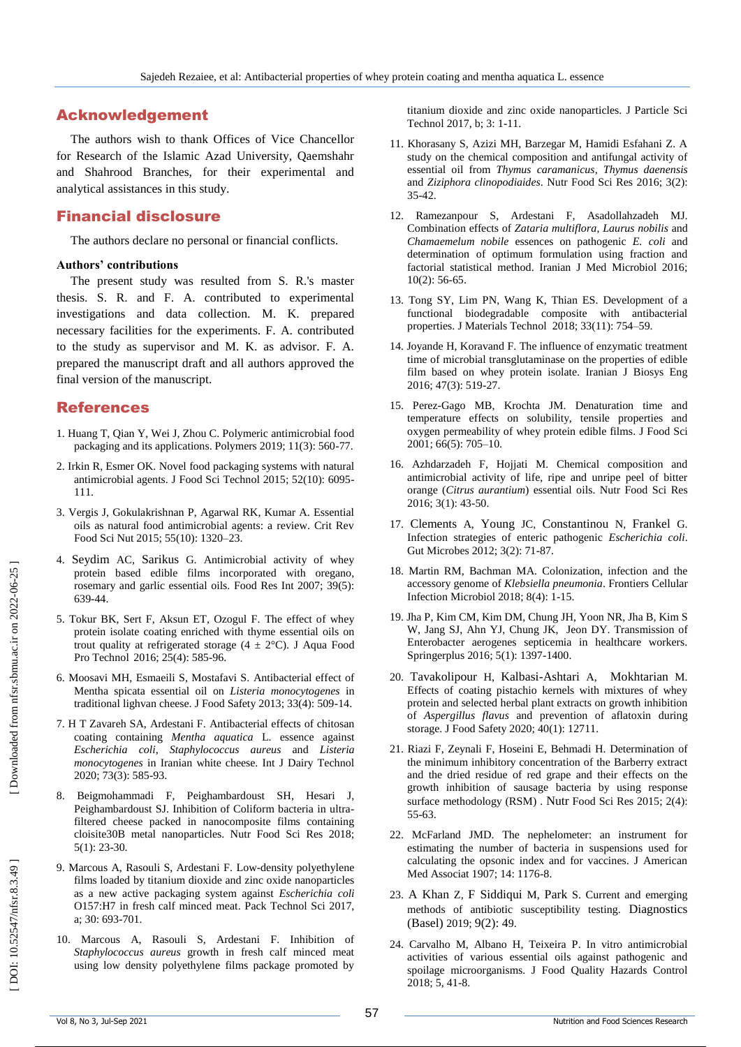## Acknowledgement

The authors wish to thank Offices of Vice Chancellor for Research of the Islamic Azad University, Qaemshahr and Shahrood Branches, for their experimental and analytical assistances in this study.

## Financial disclosure

The authors declare no personal or financial conflicts.

**Authors' contributions**

The present study was resulted from S. R.'s master thesis. S. R. and F. A. contributed to experimental investigations and data collection. M. K. prepared necessary facilities for the experiments. F. A. contributed to the study as supervisor and M. K. as advisor. F. A. prepared the manuscript draft and all authors approved the final version of the manuscript.

## References

1. Huang T, Qian Y, Wei J, Zhou C. Polymeric antimicrobial food packaging and its applications. Polymers 2019; 11(3): 560-77.
2. Irkin R, Esmer OK. Novel food packaging systems with natural antimicrobial agents. J Food Sci Technol 2015; 52(10): 6095-111.
3. Vergis J, Gokulakrishnan P, Agarwal RK, Kumar A. Essential oils as natural food antimicrobial agents: a review. Crit Rev Food Sci Nut 2015; 55(10): 1320–23.
4. Seydim AC, Sarikus G. Antimicrobial activity of whey protein based edible films incorporated with oregano, rosemary and garlic essential oils. Food Res Int 2007; 39(5): 639-44.
5. Tokur BK, Sert F, Aksun ET, Ozogul F. The effect of whey protein isolate coating enriched with thyme essential oils on trout quality at refrigerated storage (4 ± 2°C). J Aqua Food Pro Technol 2016; 25(4): 585-96.
6. Moosavi MH, Esmaeili S, Mostafavi S. Antibacterial effect of Mentha spicata essential oil on *Listeria monocytogenes* in traditional lighvan cheese. J Food Safety 2013; 33(4): 509-14.
7. H T Zavareh SA, Ardestani F. Antibacterial effects of chitosan coating containing *Mentha aquatica* L. essence against *Escherichia coli*, *Staphylococcus aureus* and *Listeria monocytogenes* in Iranian white cheese. Int J Dairy Technol 2020; 73(3): 585-93.
8. Beigmohammadi F, Peighambardoust SH, Hesari J, Peighambardoust SJ. Inhibition of Coliform bacteria in ultra-filtered cheese packed in nanocomposite films containing cloisite30B metal nanoparticles. Nutr Food Sci Res 2018; 5(1): 23-30.
9. Marcous A, Rasouli S, Ardestani F. Low-density polyethylene films loaded by titanium dioxide and zinc oxide nanoparticles as a new active packaging system against *Escherichia coli* O157:H7 in fresh calf minced meat. Pack Technol Sci 2017, a; 30: 693-701.
10. Marcous A, Rasouli S, Ardestani F. Inhibition of *Staphylococcus aureus* growth in fresh calf minced meat using low density polyethylene films package promoted by titanium dioxide and zinc oxide nanoparticles. J Particle Sci Technol 2017, b; 3: 1-11.
11. Khorasany S, Azizi MH, Barzegar M, Hamidi Esfahani Z. A study on the chemical composition and antifungal activity of essential oil from *Thymus caramanicus*, *Thymus daenensis* and *Ziziphora clinopodiaides*. Nutr Food Sci Res 2016; 3(2): 35-42.
12. Ramezanpour S, Ardestani F, Asadollahzadeh MJ. Combination effects of *Zataria multiflora*, *Laurus nobilis* and *Chamaemelum nobile* essences on pathogenic *E. coli* and determination of optimum formulation using fraction and factorial statistical method. Iranian J Med Microbiol 2016; 10(2): 56-65.
13. Tong SY, Lim PN, Wang K, Thian ES. Development of a functional biodegradable composite with antibacterial properties. J Materials Technol 2018; 33(11): 754–59.
14. Joyande H, Koravand F. The influence of enzymatic treatment time of microbial transglutaminase on the properties of edible film based on whey protein isolate. Iranian J Biosys Eng 2016; 47(3): 519-27.
15. Perez-Gago MB, Krochta JM. Denaturation time and temperature effects on solubility, tensile properties and oxygen permeability of whey protein edible films. J Food Sci 2001; 66(5): 705–10.
16. Azhdarzadeh F, Hojjati M. Chemical composition and antimicrobial activity of life, ripe and unripe peel of bitter orange (*Citrus aurantium*) essential oils. Nutr Food Sci Res 2016; 3(1): 43-50.
17. Clements A, Young JC, Constantinou N, Frankel G. Infection strategies of enteric pathogenic *Escherichia coli*. Gut Microbes 2012; 3(2): 71-87.
18. Martin RM, Bachman MA. Colonization, infection and the accessory genome of *Klebsiella pneumonia*. Frontiers Cellular Infection Microbiol 2018; 8(4): 1-15.
19. Jha P, Kim CM, Kim DM, Chung JH, Yoon NR, Jha B, Kim S W, Jang SJ, Ahn YJ, Chung JK, Jeon DY. Transmission of Enterobacter aerogenes septicemia in healthcare workers. Springerplus 2016; 5(1): 1397-1400.
20. Tavakolipour H, Kalbasi-Ashtari A, Mokhtarian M. Effects of coating pistachio kernels with mixtures of whey protein and selected herbal plant extracts on growth inhibition of *Aspergillus flavus* and prevention of aflatoxin during storage. J Food Safety 2020; 40(1): 12711.
21. Riazi F, Zeynali F, Hoseini E, Behmadi H. Determination of the minimum inhibitory concentration of the Barberry extract and the dried residue of red grape and their effects on the growth inhibition of sausage bacteria by using response surface methodology (RSM) . Nutr Food Sci Res 2015; 2(4): 55-63.
22. McFarland JMD. The nephelometer: an instrument for estimating the number of bacteria in suspensions used for calculating the opsonic index and for vaccines. J American Med Associat 1907; 14: 1176-8.
23. A Khan Z, F Siddiqui M, Park S. Current and emerging methods of antibiotic susceptibility testing. Diagnostics (Basel) 2019; 9(2): 49.
24. Carvalho M, Albano H, Teixeira P. In vitro antimicrobial activities of various essential oils against pathogenic and spoilage microorganisms. J Food Quality Hazards Control 2018; 5, 41-8.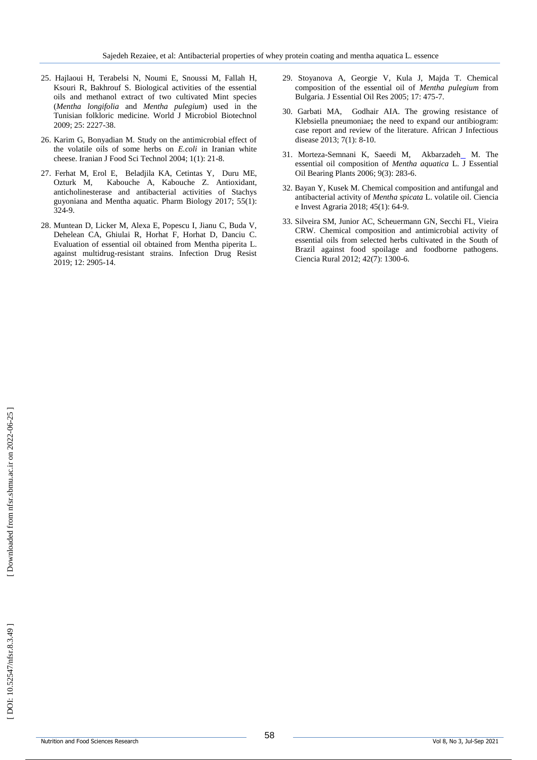25. Hajlaoui H, Terabelsi N, Noumi E, Snoussi M, Fallah H, Ksouri R, Bakhrouf S. Biological activities of the essential oils and methanol extract of two cultivated Mint species (*Mentha longifolia* and *Mentha pulegium*) used in the Tunisian folkloric medicine. World J Microbiol Biotechnol 2009; 25: 2227-38.

26. Karim G, Bonyadian M. Study on the antimicrobial effect of the volatile oils of some herbs on *E.coli* in Iranian white cheese. Iranian J Food Sci Technol 2004; 1(1): 21-8.

27. Ferhat M, Erol E, Beladjila KA, Cetintas Y, Duru ME, Ozturk M, Kabouche A, Kabouche Z. Antioxidant, anticholinesterase and antibacterial activities of Stachys guyoniana and Mentha aquatic. Pharm Biology 2017; 55(1): 324-9.

28. Muntean D, Licker M, Alexa E, Popescu I, Jianu C, Buda V, Dehelean CA, Ghiulai R, Horhat F, Horhat D, Danciu C. Evaluation of essential oil obtained from Mentha piperita L. against multidrug-resistant strains. Infection Drug Resist 2019; 12: 2905-14.

29. Stoyanova A, Georgie V, Kula J, Majda T. Chemical composition of the essential oil of *Mentha pulegium* from Bulgaria. J Essential Oil Res 2005; 17: 475-7.

30. Garbati MA, Godhair AIA. The growing resistance of Klebsiella pneumoniae**;** the need to expand our antibiogram: case report and review of the literature. African J Infectious disease 2013; 7(1): 8-10.

31. Morteza-Semnani K, Saeedi M, Akbarzadeh M. The essential oil composition of *Mentha aquatica* L. J Essential Oil Bearing Plants 2006; 9(3): 283-6.

32. Bayan Y, Kusek M. Chemical composition and antifungal and antibacterial activity of *Mentha spicata* L. volatile oil. Ciencia e Invest Agraria 2018; 45(1): 64-9.

33. Silveira SM, Junior AC, Scheuermann GN, Secchi FL, Vieira CRW. Chemical composition and antimicrobial activity of essential oils from selected herbs cultivated in the South of Brazil against food spoilage and foodborne pathogens. Ciencia Rural 2012; 42(7): 1300-6.